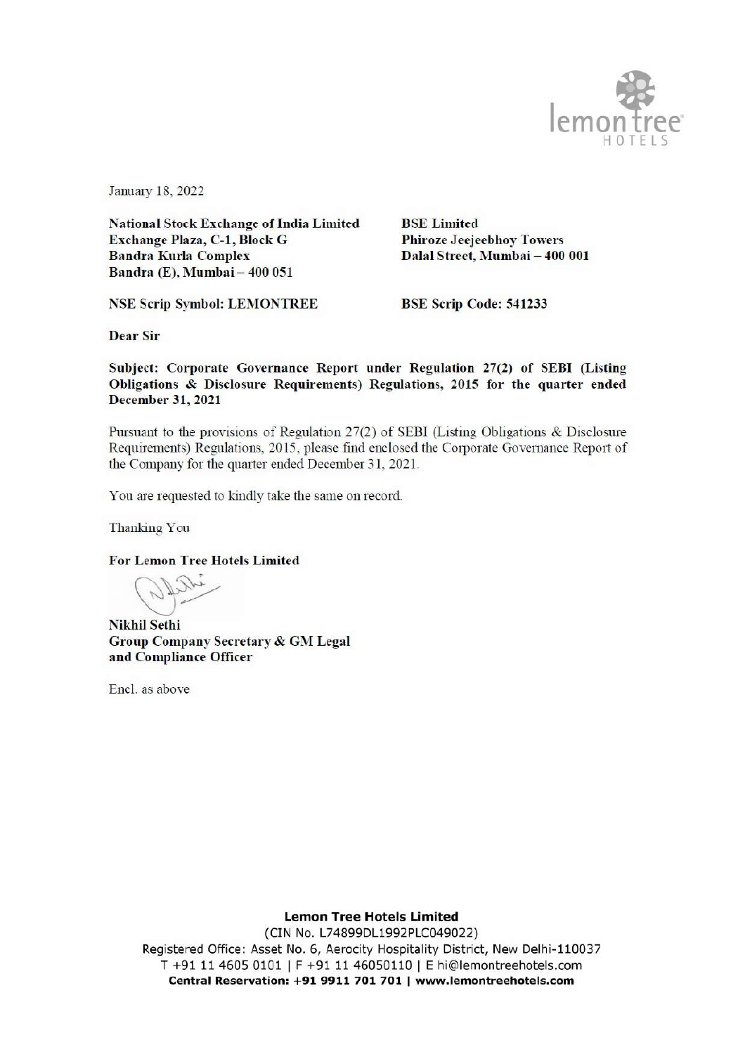January 18, 2022

**National Stock Exchange of India Limited**
**Exchange Plaza, C-1, Block G**
**Bandra Kurla Complex**
**Bandra (E), Mumbai – 400 051**

**BSE Limited**
**Phiroze Jeejeebhoy Towers**
**Dalal Street, Mumbai – 400 001**

**NSE Scrip Symbol: LEMONTREE**

**BSE Scrip Code: 541233**

**Dear Sir**

**Subject: Corporate Governance Report under Regulation 27(2) of SEBI (Listing Obligations & Disclosure Requirements) Regulations, 2015 for the quarter ended December 31, 2021**

Pursuant to the provisions of Regulation 27(2) of SEBI (Listing Obligations & Disclosure Requirements) Regulations, 2015, please find enclosed the Corporate Governance Report of the Company for the quarter ended December 31, 2021.

You are requested to kindly take the same on record.

Thanking You

**For Lemon Tree Hotels Limited**

**Nikhil Sethi**
**Group Company Secretary & GM Legal**
**and Compliance Officer**

Encl. as above

**Lemon Tree Hotels Limited**
(CIN No. L74899DL1992PLC049022)
Registered Office: Asset No. 6, Aerocity Hospitality District, New Delhi-110037
T +91 11 4605 0101 | F +91 11 46050110 | E hi@lemontreehotels.com
**Central Reservation: +91 9911 701 701 | www.lemontreehotels.com**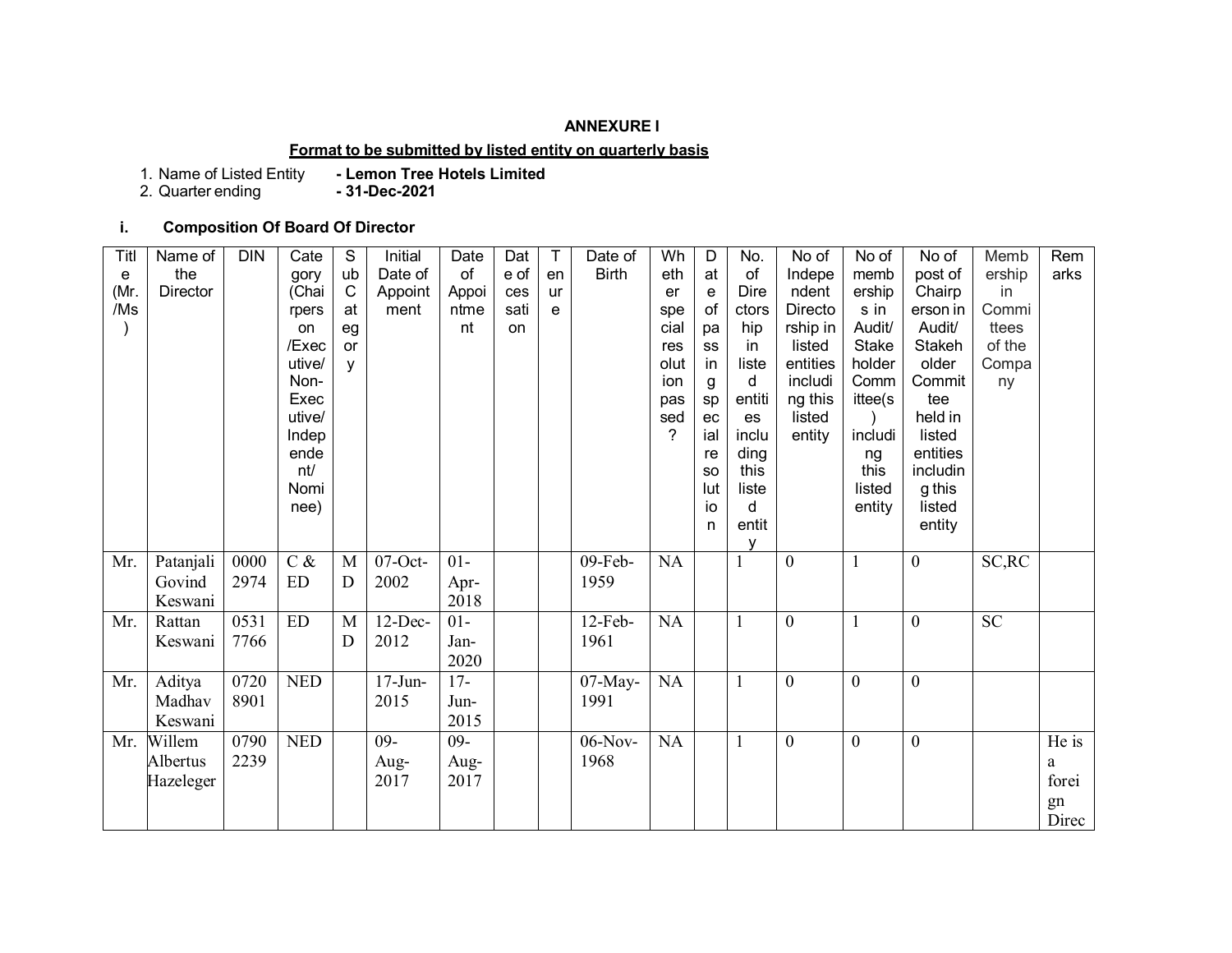**ANNEXURE I**

**Format to be submitted by listed entity on quarterly basis**

1. Name of Listed Entity **- Lemon Tree Hotels Limited**
2. Quarter ending **- 31-Dec-2021**

**i. Composition Of Board Of Director**

| Title (Mr./Ms) | Name of the Director | DIN | Category (Chairperson /Executive/ Non-Executive/ Independent/ Nominee) | Sub Category | Initial Date of Appointment | Date of Appointment | Date of cessation | Tenure | Date of Birth | Whether special resolution passed? | Date of passing special resolution | No. of Directorship in listed entities including this listed entity | No of Independent Directorship in listed entities including this listed entity | No of memberships in Audit/ Stakeholder Committee(s) including this listed entity | No of post of Chairperson in Audit/ Stakeholder Committee held in listed entities including this listed entity | Membership in Committees of the Company | Remarks |
|---|---|---|---|---|---|---|---|---|---|---|---|---|---|---|---|---|---|
| Mr. | Patanjali Govind Keswani | 00002974 | C & ED | MD | 07-Oct-2002 | 01-Apr-2018 | | | 09-Feb-1959 | NA | | 1 | 0 | 1 | 0 | SC,RC | |
| Mr. | Rattan Keswani | 05317766 | ED | MD | 12-Dec-2012 | 01-Jan-2020 | | | 12-Feb-1961 | NA | | 1 | 0 | 1 | 0 | SC | |
| Mr. | Aditya Madhav Keswani | 07208901 | NED | | 17-Jun-2015 | 17-Jun-2015 | | | 07-May-1991 | NA | | 1 | 0 | 0 | 0 | | |
| Mr. | Willem Albertus Hazeleger | 07902239 | NED | | 09-Aug-2017 | 09-Aug-2017 | | | 06-Nov-1968 | NA | | 1 | 0 | 0 | 0 | | He is a foreign Direc |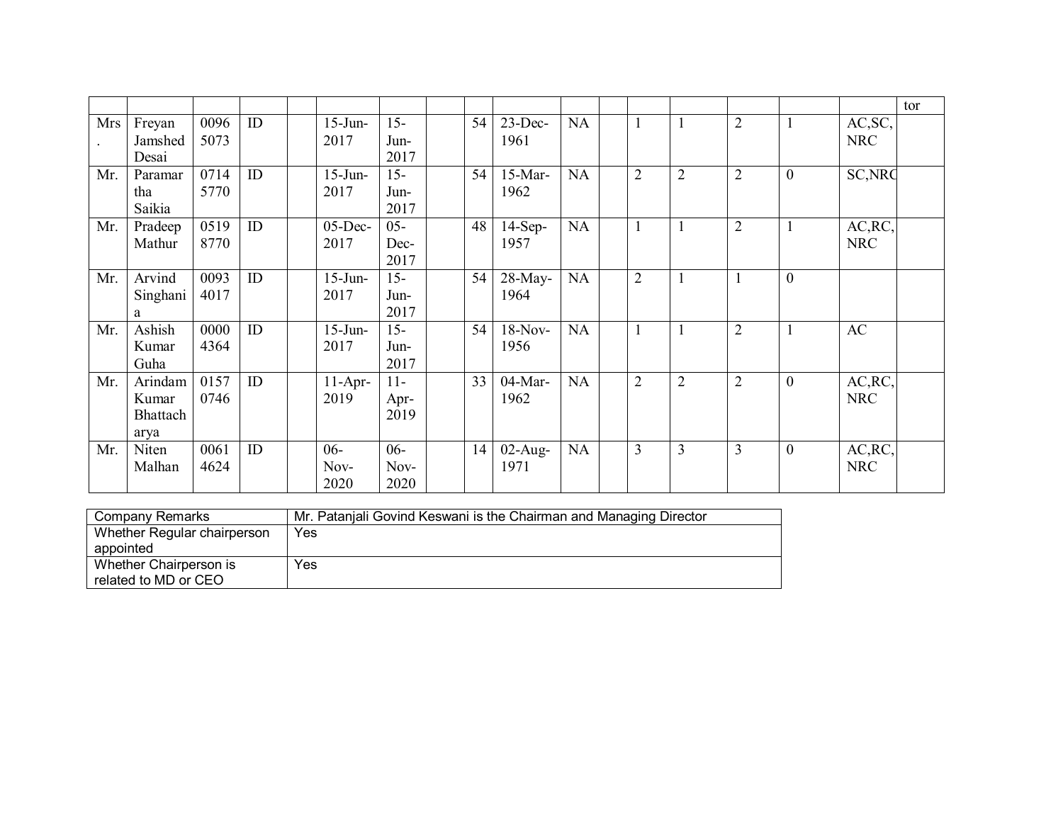| | | | | | | | | | | | | | | | | | tor |
|---|---|---|---|---|---|---|---|---|---|---|---|---|---|---|---|---|---|
| Mrs. | Freyan Jamshed Desai | 00965073 | ID | | 15-Jun-2017 | 15-Jun-2017 | | 54 | 23-Dec-1961 | NA | | 1 | 1 | 2 | 1 | AC,SC,NRC | |
| Mr. | Paramartha Saikia | 07145770 | ID | | 15-Jun-2017 | 15-Jun-2017 | | 54 | 15-Mar-1962 | NA | | 2 | 2 | 2 | 0 | SC,NRC | |
| Mr. | Pradeep Mathur | 05198770 | ID | | 05-Dec-2017 | 05-Dec-2017 | | 48 | 14-Sep-1957 | NA | | 1 | 1 | 2 | 1 | AC,RC,NRC | |
| Mr. | Arvind Singhania | 00934017 | ID | | 15-Jun-2017 | 15-Jun-2017 | | 54 | 28-May-1964 | NA | | 2 | 1 | 1 | 0 | | |
| Mr. | Ashish Kumar Guha | 00004364 | ID | | 15-Jun-2017 | 15-Jun-2017 | | 54 | 18-Nov-1956 | NA | | 1 | 1 | 2 | 1 | AC | |
| Mr. | Arindam Kumar Bhattacharya | 01570746 | ID | | 11-Apr-2019 | 11-Apr-2019 | | 33 | 04-Mar-1962 | NA | | 2 | 2 | 2 | 0 | AC,RC,NRC | |
| Mr. | Niten Malhan | 00614624 | ID | | 06-Nov-2020 | 06-Nov-2020 | | 14 | 02-Aug-1971 | NA | | 3 | 3 | 3 | 0 | AC,RC,NRC | |

| Company Remarks | Mr. Patanjali Govind Keswani is the Chairman and Managing Director |
|---|---|
| Whether Regular chairperson appointed | Yes |
| Whether Chairperson is related to MD or CEO | Yes |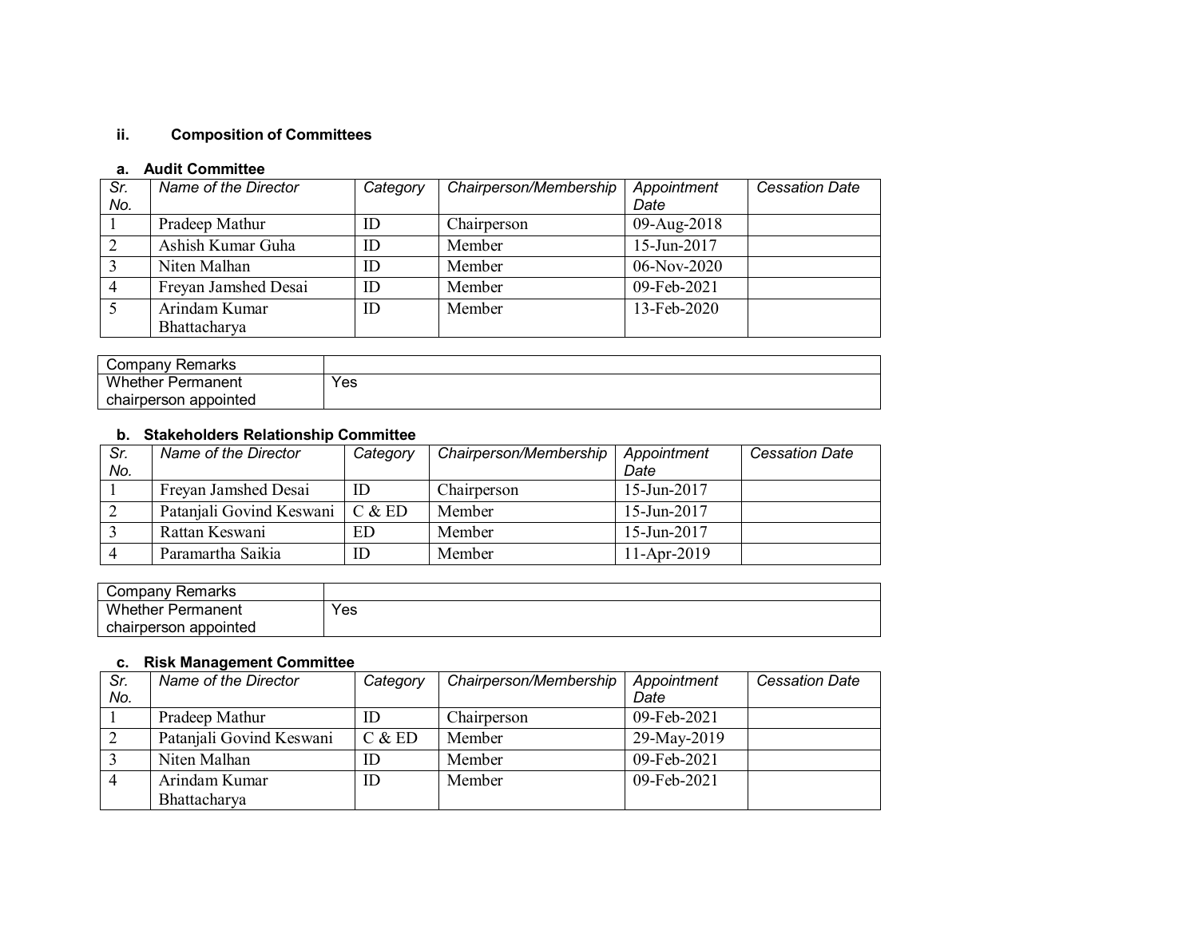## ii. Composition of Committees

### a. Audit Committee

| *Sr. No.* | *Name of the Director* | *Category* | *Chairperson/Membership* | *Appointment Date* | *Cessation Date* |
|---|---|---|---|---|---|
| 1 | Pradeep Mathur | ID | Chairperson | 09-Aug-2018 | |
| 2 | Ashish Kumar Guha | ID | Member | 15-Jun-2017 | |
| 3 | Niten Malhan | ID | Member | 06-Nov-2020 | |
| 4 | Freyan Jamshed Desai | ID | Member | 09-Feb-2021 | |
| 5 | Arindam Kumar Bhattacharya | ID | Member | 13-Feb-2020 | |

| Company Remarks | |
|---|---|
| Whether Permanent chairperson appointed | Yes |

### b. Stakeholders Relationship Committee

| *Sr. No.* | *Name of the Director* | *Category* | *Chairperson/Membership* | *Appointment Date* | *Cessation Date* |
|---|---|---|---|---|---|
| 1 | Freyan Jamshed Desai | ID | Chairperson | 15-Jun-2017 | |
| 2 | Patanjali Govind Keswani | C & ED | Member | 15-Jun-2017 | |
| 3 | Rattan Keswani | ED | Member | 15-Jun-2017 | |
| 4 | Paramartha Saikia | ID | Member | 11-Apr-2019 | |

| Company Remarks | |
|---|---|
| Whether Permanent chairperson appointed | Yes |

### c. Risk Management Committee

| *Sr. No.* | *Name of the Director* | *Category* | *Chairperson/Membership* | *Appointment Date* | *Cessation Date* |
|---|---|---|---|---|---|
| 1 | Pradeep Mathur | ID | Chairperson | 09-Feb-2021 | |
| 2 | Patanjali Govind Keswani | C & ED | Member | 29-May-2019 | |
| 3 | Niten Malhan | ID | Member | 09-Feb-2021 | |
| 4 | Arindam Kumar Bhattacharya | ID | Member | 09-Feb-2021 | |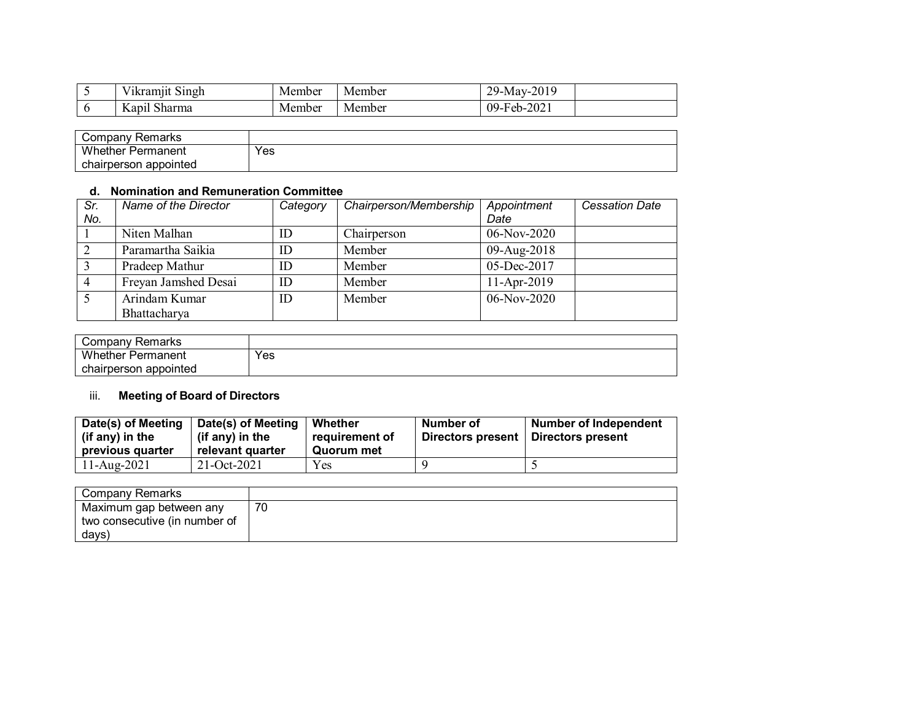| | | | | | |
|---|---|---|---|---|---|
| 5 | Vikramjit Singh | Member | Member | 29-May-2019 | |
| 6 | Kapil Sharma | Member | Member | 09-Feb-2021 | |

| Company Remarks | |
|---|---|
| Whether Permanent chairperson appointed | Yes |

**d. Nomination and Remuneration Committee**

| *Sr. No.* | *Name of the Director* | *Category* | *Chairperson/Membership* | *Appointment Date* | *Cessation Date* |
|---|---|---|---|---|---|
| 1 | Niten Malhan | ID | Chairperson | 06-Nov-2020 | |
| 2 | Paramartha Saikia | ID | Member | 09-Aug-2018 | |
| 3 | Pradeep Mathur | ID | Member | 05-Dec-2017 | |
| 4 | Freyan Jamshed Desai | ID | Member | 11-Apr-2019 | |
| 5 | Arindam Kumar Bhattacharya | ID | Member | 06-Nov-2020 | |

| Company Remarks | |
|---|---|
| Whether Permanent chairperson appointed | Yes |

iii. **Meeting of Board of Directors**

| **Date(s) of Meeting (if any) in the previous quarter** | **Date(s) of Meeting (if any) in the relevant quarter** | **Whether requirement of Quorum met** | **Number of Directors present** | **Number of Independent Directors present** |
|---|---|---|---|---|
| 11-Aug-2021 | 21-Oct-2021 | Yes | 9 | 5 |

| Company Remarks | |
|---|---|
| Maximum gap between any two consecutive (in number of days) | 70 |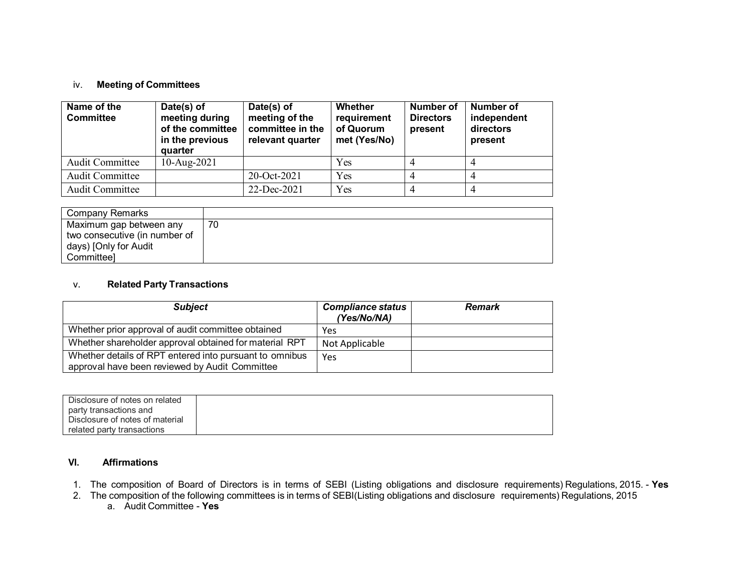### iv. Meeting of Committees

| Name of the Committee | Date(s) of meeting during of the committee in the previous quarter | Date(s) of meeting of the committee in the relevant quarter | Whether requirement of Quorum met (Yes/No) | Number of Directors present | Number of independent directors present |
|---|---|---|---|---|---|
| Audit Committee | 10-Aug-2021 | | Yes | 4 | 4 |
| Audit Committee | | 20-Oct-2021 | Yes | 4 | 4 |
| Audit Committee | | 22-Dec-2021 | Yes | 4 | 4 |

| Company Remarks | |
|---|---|
| Maximum gap between any two consecutive (in number of days) [Only for Audit Committee] | 70 |

### v. Related Party Transactions

| *Subject* | *Compliance status (Yes/No/NA)* | *Remark* |
|---|---|---|
| Whether prior approval of audit committee obtained | Yes | |
| Whether shareholder approval obtained for material RPT | Not Applicable | |
| Whether details of RPT entered into pursuant to omnibus approval have been reviewed by Audit Committee | Yes | |

| Disclosure of notes on related party transactions and Disclosure of notes of material related party transactions | |
|---|---|

### VI. Affirmations

1. The composition of Board of Directors is in terms of SEBI (Listing obligations and disclosure requirements) Regulations, 2015. - **Yes**
2. The composition of the following committees is in terms of SEBI(Listing obligations and disclosure requirements) Regulations, 2015
   a. Audit Committee - **Yes**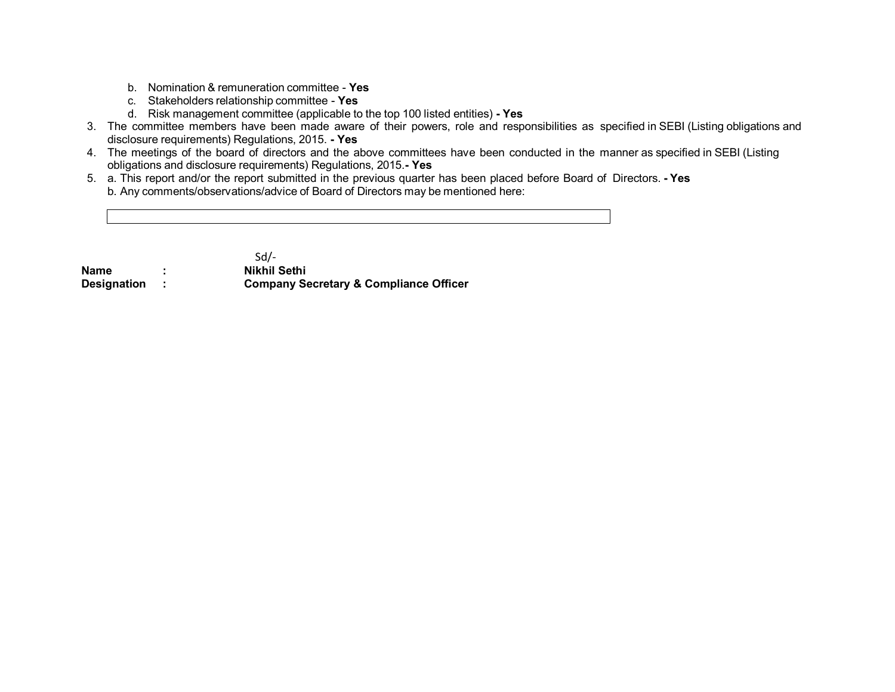b. Nomination & remuneration committee - **Yes**
  c. Stakeholders relationship committee - **Yes**
  d. Risk management committee (applicable to the top 100 listed entities) **- Yes**

3. The committee members have been made aware of their powers, role and responsibilities as specified in SEBI (Listing obligations and disclosure requirements) Regulations, 2015. **- Yes**
4. The meetings of the board of directors and the above committees have been conducted in the manner as specified in SEBI (Listing obligations and disclosure requirements) Regulations, 2015.**- Yes**
5. a. This report and/or the report submitted in the previous quarter has been placed before Board of Directors. **- Yes**
   b. Any comments/observations/advice of Board of Directors may be mentioned here:

| |
|---|
| |

Sd/-

**Name** : **Nikhil Sethi**
**Designation** : **Company Secretary & Compliance Officer**